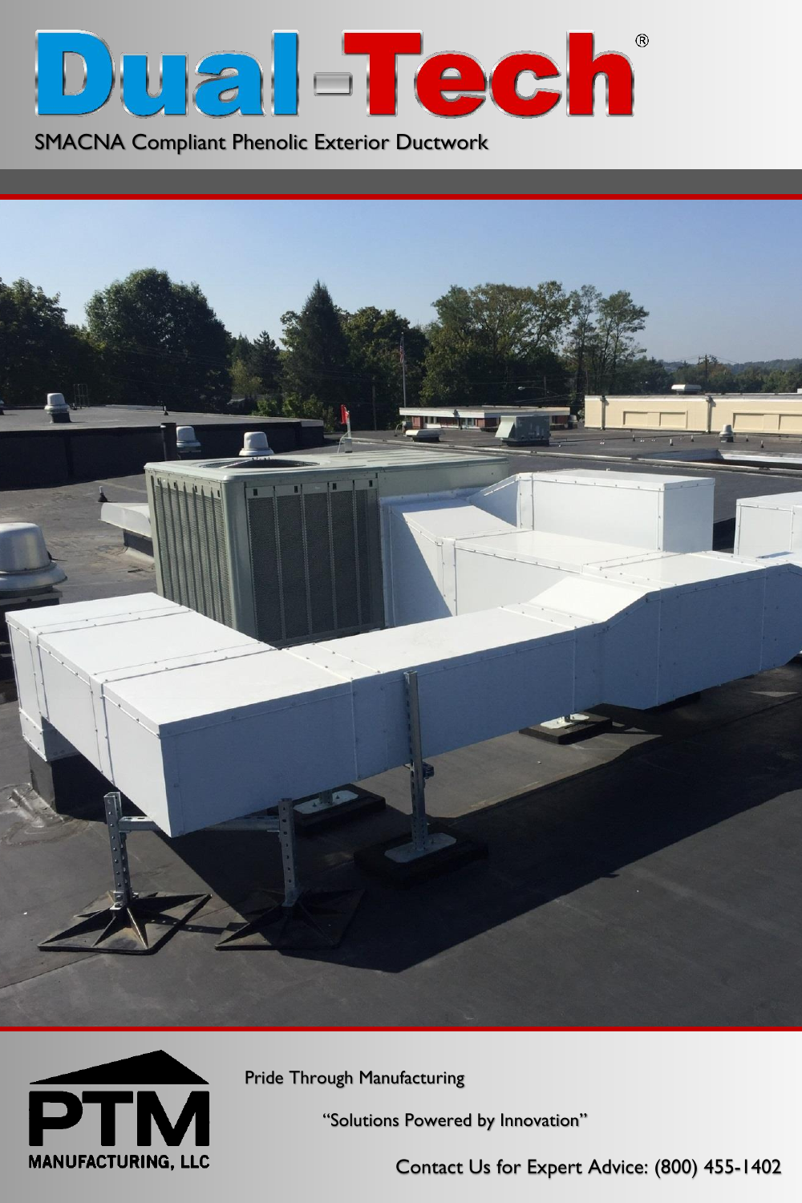# Dual-Tech®

SMACNA Compliant Phenolic Exterior Ductwork

PTM MANUFACTURING, LLC

Pride Through Manufacturing

"Solutions Powered by Innovation"

Contact Us for Expert Advice: (800) 455-1402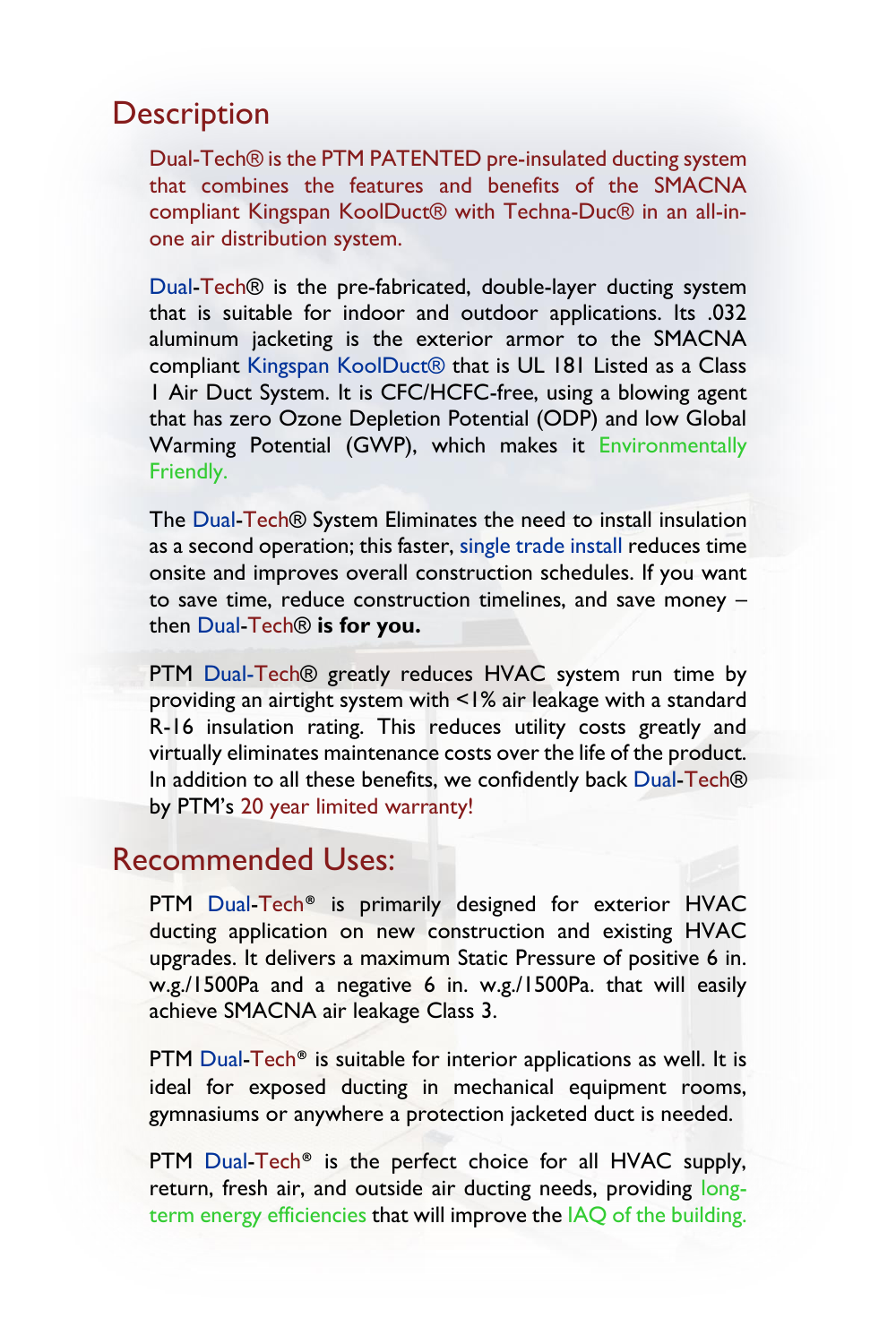## Description

Dual-Tech® is the PTM PATENTED pre-insulated ducting system that combines the features and benefits of the SMACNA compliant Kingspan KoolDuct® with Techna-Duc® in an all-in-one air distribution system.

Dual-Tech® is the pre-fabricated, double-layer ducting system that is suitable for indoor and outdoor applications. Its .032 aluminum jacketing is the exterior armor to the SMACNA compliant Kingspan KoolDuct® that is UL 181 Listed as a Class 1 Air Duct System. It is CFC/HCFC-free, using a blowing agent that has zero Ozone Depletion Potential (ODP) and low Global Warming Potential (GWP), which makes it Environmentally Friendly.

The Dual-Tech® System Eliminates the need to install insulation as a second operation; this faster, single trade install reduces time onsite and improves overall construction schedules. If you want to save time, reduce construction timelines, and save money – then Dual-Tech® **is for you.**

PTM Dual-Tech® greatly reduces HVAC system run time by providing an airtight system with <1% air leakage with a standard R-16 insulation rating. This reduces utility costs greatly and virtually eliminates maintenance costs over the life of the product. In addition to all these benefits, we confidently back Dual-Tech® by PTM's 20 year limited warranty!

## Recommended Uses:

PTM Dual-Tech® is primarily designed for exterior HVAC ducting application on new construction and existing HVAC upgrades. It delivers a maximum Static Pressure of positive 6 in. w.g./1500Pa and a negative 6 in. w.g./1500Pa. that will easily achieve SMACNA air leakage Class 3.

PTM Dual-Tech® is suitable for interior applications as well. It is ideal for exposed ducting in mechanical equipment rooms, gymnasiums or anywhere a protection jacketed duct is needed.

PTM Dual-Tech® is the perfect choice for all HVAC supply, return, fresh air, and outside air ducting needs, providing long-term energy efficiencies that will improve the IAQ of the building.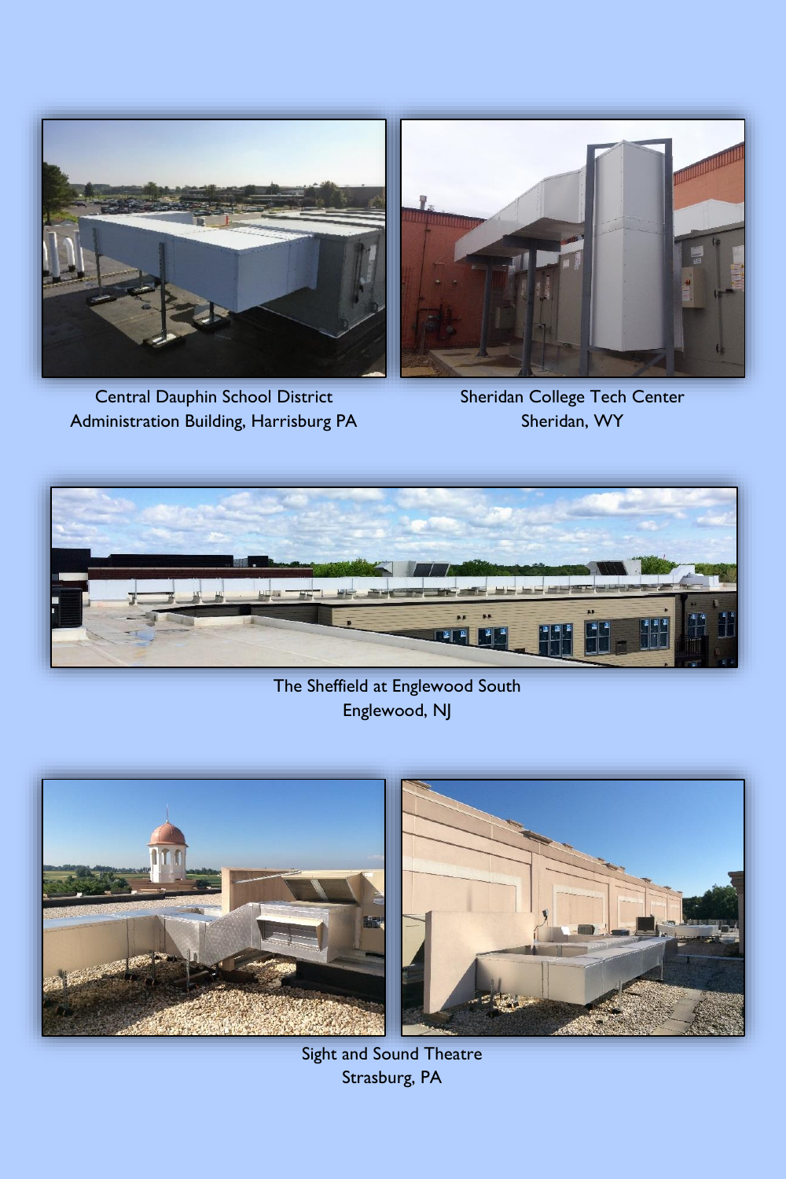Central Dauphin School District
Administration Building, Harrisburg PA

Sheridan College Tech Center
Sheridan, WY

The Sheffield at Englewood South
Englewood, NJ

Sight and Sound Theatre
Strasburg, PA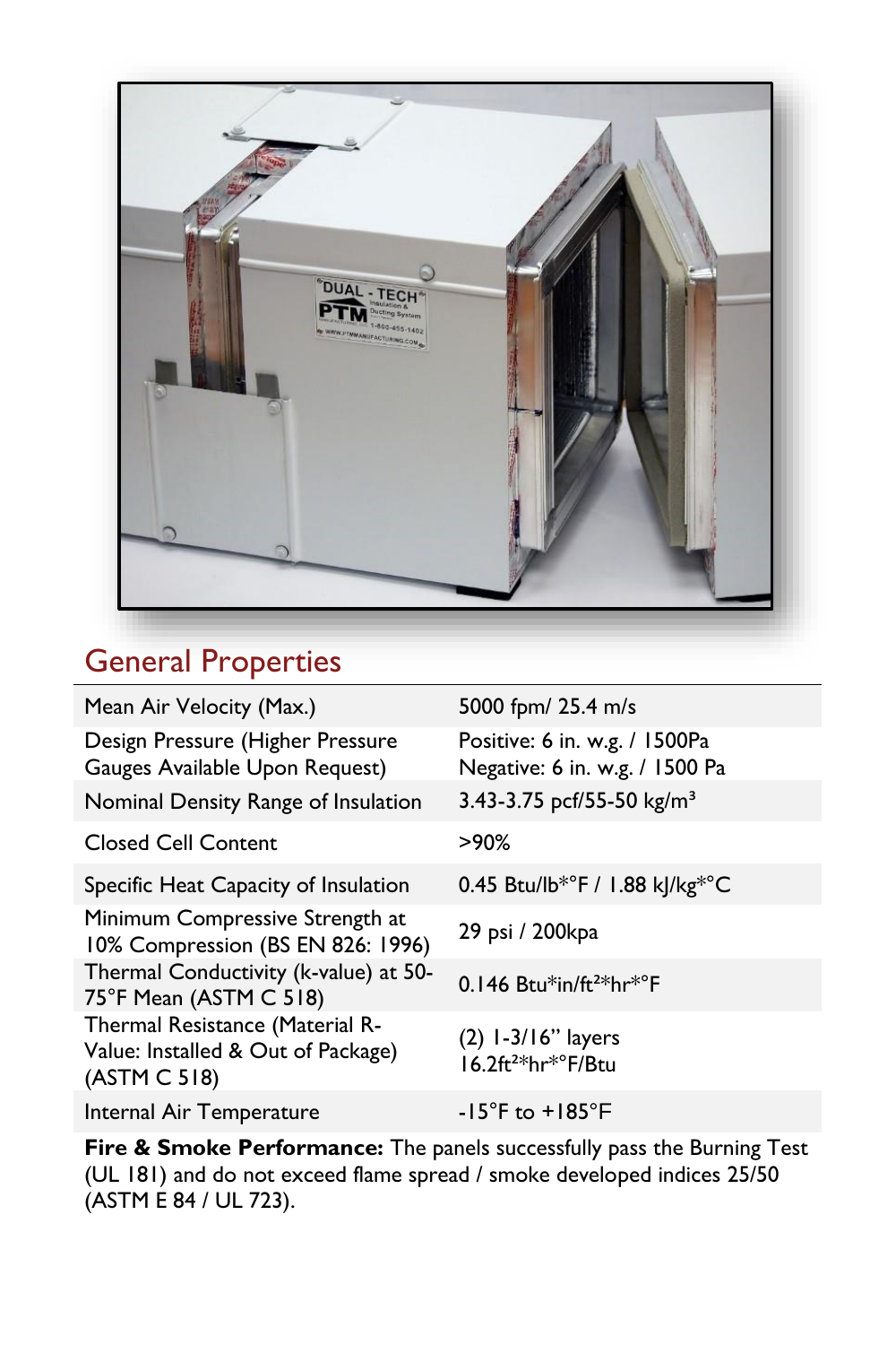## General Properties

| Property | Value |
|---|---|
| Mean Air Velocity (Max.) | 5000 fpm/ 25.4 m/s |
| Design Pressure (Higher Pressure Gauges Available Upon Request) | Positive: 6 in. w.g. / 1500Pa<br>Negative: 6 in. w.g. / 1500 Pa |
| Nominal Density Range of Insulation | 3.43-3.75 pcf/55-50 kg/m³ |
| Closed Cell Content | >90% |
| Specific Heat Capacity of Insulation | 0.45 Btu/lb*°F / 1.88 kJ/kg*°C |
| Minimum Compressive Strength at 10% Compression (BS EN 826: 1996) | 29 psi / 200kpa |
| Thermal Conductivity (k-value) at 50-75°F Mean (ASTM C 518) | 0.146 Btu*in/ft²*hr*°F |
| Thermal Resistance (Material R-Value: Installed & Out of Package) (ASTM C 518) | (2) 1-3/16" layers<br>16.2ft²*hr*°F/Btu |
| Internal Air Temperature | -15°F to +185°F |

**Fire & Smoke Performance:** The panels successfully pass the Burning Test (UL 181) and do not exceed flame spread / smoke developed indices 25/50 (ASTM E 84 / UL 723).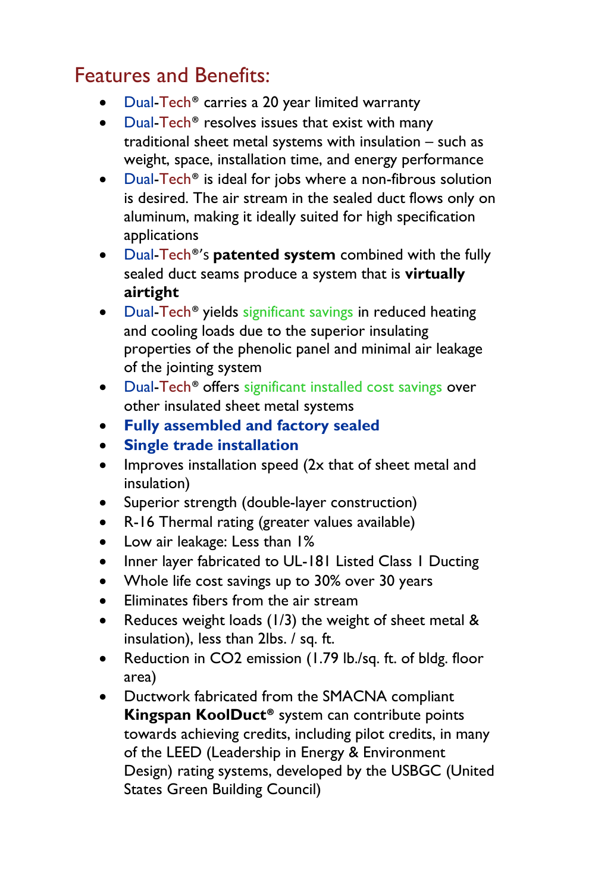## Features and Benefits:

- Dual-Tech® carries a 20 year limited warranty
- Dual-Tech® resolves issues that exist with many traditional sheet metal systems with insulation – such as weight, space, installation time, and energy performance
- Dual-Tech® is ideal for jobs where a non-fibrous solution is desired. The air stream in the sealed duct flows only on aluminum, making it ideally suited for high specification applications
- Dual-Tech®'s **patented system** combined with the fully sealed duct seams produce a system that is **virtually airtight**
- Dual-Tech® yields significant savings in reduced heating and cooling loads due to the superior insulating properties of the phenolic panel and minimal air leakage of the jointing system
- Dual-Tech® offers significant installed cost savings over other insulated sheet metal systems
- **Fully assembled and factory sealed**
- **Single trade installation**
- Improves installation speed (2x that of sheet metal and insulation)
- Superior strength (double-layer construction)
- R-16 Thermal rating (greater values available)
- Low air leakage: Less than 1%
- Inner layer fabricated to UL-181 Listed Class 1 Ducting
- Whole life cost savings up to 30% over 30 years
- Eliminates fibers from the air stream
- Reduces weight loads (1/3) the weight of sheet metal & insulation), less than 2lbs. / sq. ft.
- Reduction in $CO_2$ emission (1.79 lb./sq. ft. of bldg. floor area)
- Ductwork fabricated from the SMACNA compliant **Kingspan KoolDuct®** system can contribute points towards achieving credits, including pilot credits, in many of the LEED (Leadership in Energy & Environment Design) rating systems, developed by the USBGC (United States Green Building Council)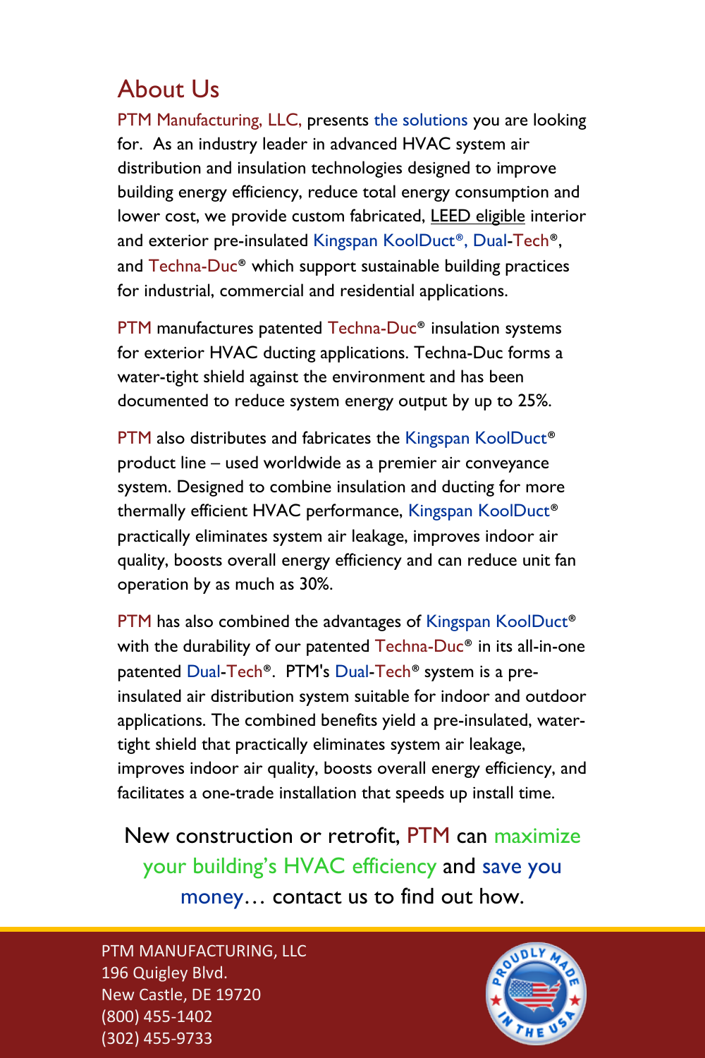## About Us

PTM Manufacturing, LLC, presents the solutions you are looking for. As an industry leader in advanced HVAC system air distribution and insulation technologies designed to improve building energy efficiency, reduce total energy consumption and lower cost, we provide custom fabricated, LEED eligible interior and exterior pre-insulated Kingspan KoolDuct®, Dual-Tech®, and Techna-Duc® which support sustainable building practices for industrial, commercial and residential applications.

PTM manufactures patented Techna-Duc® insulation systems for exterior HVAC ducting applications. Techna-Duc forms a water-tight shield against the environment and has been documented to reduce system energy output by up to 25%.

PTM also distributes and fabricates the Kingspan KoolDuct® product line – used worldwide as a premier air conveyance system. Designed to combine insulation and ducting for more thermally efficient HVAC performance, Kingspan KoolDuct® practically eliminates system air leakage, improves indoor air quality, boosts overall energy efficiency and can reduce unit fan operation by as much as 30%.

PTM has also combined the advantages of Kingspan KoolDuct® with the durability of our patented Techna-Duc® in its all-in-one patented Dual-Tech®. PTM's Dual-Tech® system is a pre-insulated air distribution system suitable for indoor and outdoor applications. The combined benefits yield a pre-insulated, water-tight shield that practically eliminates system air leakage, improves indoor air quality, boosts overall energy efficiency, and facilitates a one-trade installation that speeds up install time.

New construction or retrofit, PTM can maximize your building's HVAC efficiency and save you money… contact us to find out how.

PTM MANUFACTURING, LLC
196 Quigley Blvd.
New Castle, DE 19720
(800) 455-1402
(302) 455-9733

PROUDLY MADE IN THE USA